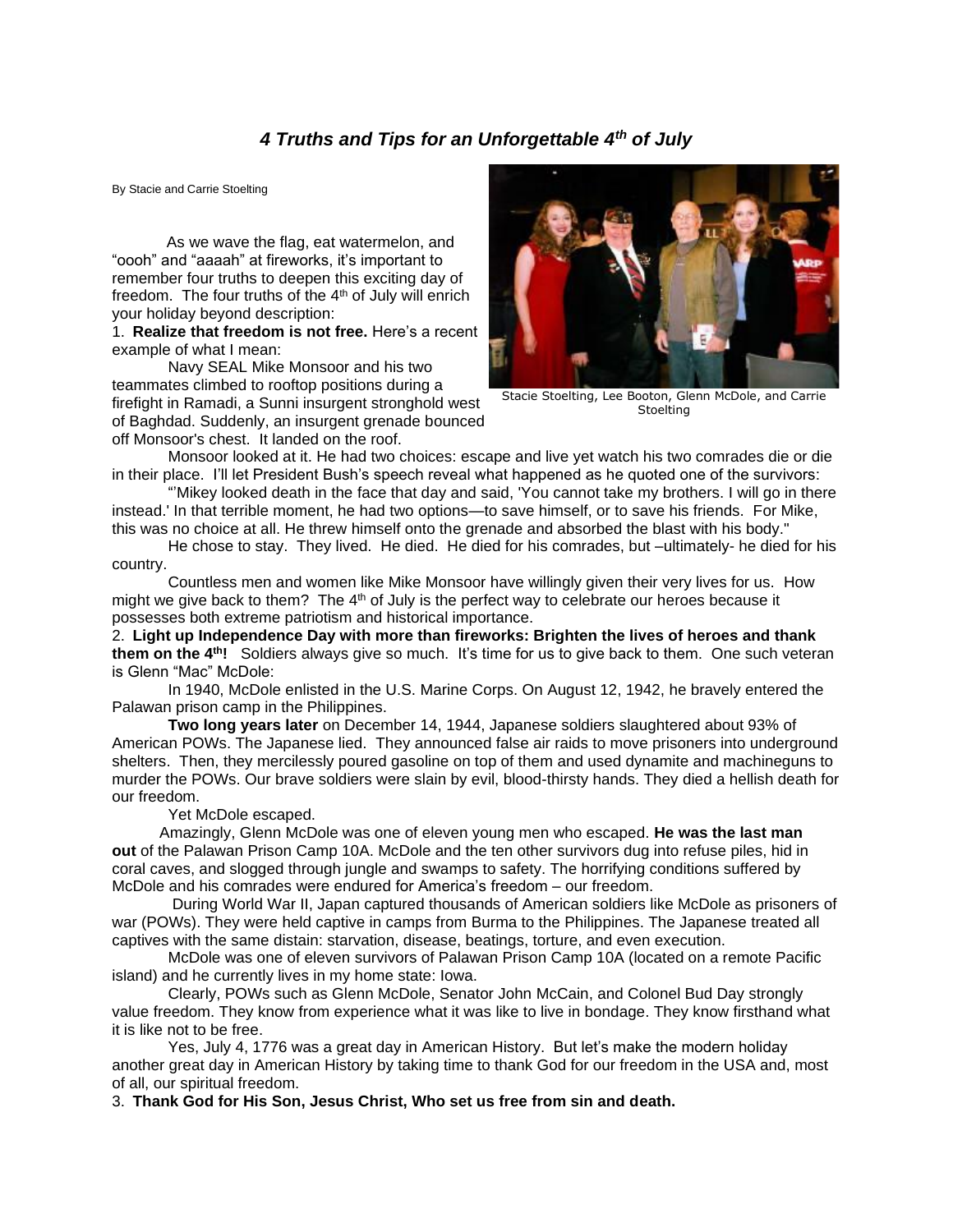# *4 Truths and Tips for an Unforgettable 4th of July*

By Stacie and Carrie Stoelting

Stacie Stoelting, Lee Booton, Glenn McDole, and Carrie Stoelting

As we wave the flag, eat watermelon, and "oooh" and "aaaah" at fireworks, it's important to remember four truths to deepen this exciting day of freedom. The four truths of the 4th of July will enrich your holiday beyond description:

1. **Realize that freedom is not free.** Here's a recent example of what I mean:

Navy SEAL Mike Monsoor and his two teammates climbed to rooftop positions during a firefight in Ramadi, a Sunni insurgent stronghold west of Baghdad. Suddenly, an insurgent grenade bounced off Monsoor's chest. It landed on the roof.

Monsoor looked at it. He had two choices: escape and live yet watch his two comrades die or die in their place. I'll let President Bush's speech reveal what happened as he quoted one of the survivors:

"'Mikey looked death in the face that day and said, 'You cannot take my brothers. I will go in there instead.' In that terrible moment, he had two options—to save himself, or to save his friends. For Mike, this was no choice at all. He threw himself onto the grenade and absorbed the blast with his body."

He chose to stay. They lived. He died. He died for his comrades, but –ultimately- he died for his country.

Countless men and women like Mike Monsoor have willingly given their very lives for us. How might we give back to them? The 4th of July is the perfect way to celebrate our heroes because it possesses both extreme patriotism and historical importance.

2. **Light up Independence Day with more than fireworks: Brighten the lives of heroes and thank them on the 4th!** Soldiers always give so much. It's time for us to give back to them. One such veteran is Glenn "Mac" McDole:

In 1940, McDole enlisted in the U.S. Marine Corps. On August 12, 1942, he bravely entered the Palawan prison camp in the Philippines.

**Two long years later** on December 14, 1944, Japanese soldiers slaughtered about 93% of American POWs. The Japanese lied. They announced false air raids to move prisoners into underground shelters. Then, they mercilessly poured gasoline on top of them and used dynamite and machineguns to murder the POWs. Our brave soldiers were slain by evil, blood-thirsty hands. They died a hellish death for our freedom.

Yet McDole escaped.

Amazingly, Glenn McDole was one of eleven young men who escaped. **He was the last man out** of the Palawan Prison Camp 10A. McDole and the ten other survivors dug into refuse piles, hid in coral caves, and slogged through jungle and swamps to safety. The horrifying conditions suffered by McDole and his comrades were endured for America's freedom – our freedom.

During World War II, Japan captured thousands of American soldiers like McDole as prisoners of war (POWs). They were held captive in camps from Burma to the Philippines. The Japanese treated all captives with the same distain: starvation, disease, beatings, torture, and even execution.

McDole was one of eleven survivors of Palawan Prison Camp 10A (located on a remote Pacific island) and he currently lives in my home state: Iowa.

Clearly, POWs such as Glenn McDole, Senator John McCain, and Colonel Bud Day strongly value freedom. They know from experience what it was like to live in bondage. They know firsthand what it is like not to be free.

Yes, July 4, 1776 was a great day in American History. But let's make the modern holiday another great day in American History by taking time to thank God for our freedom in the USA and, most of all, our spiritual freedom.

3. **Thank God for His Son, Jesus Christ, Who set us free from sin and death.**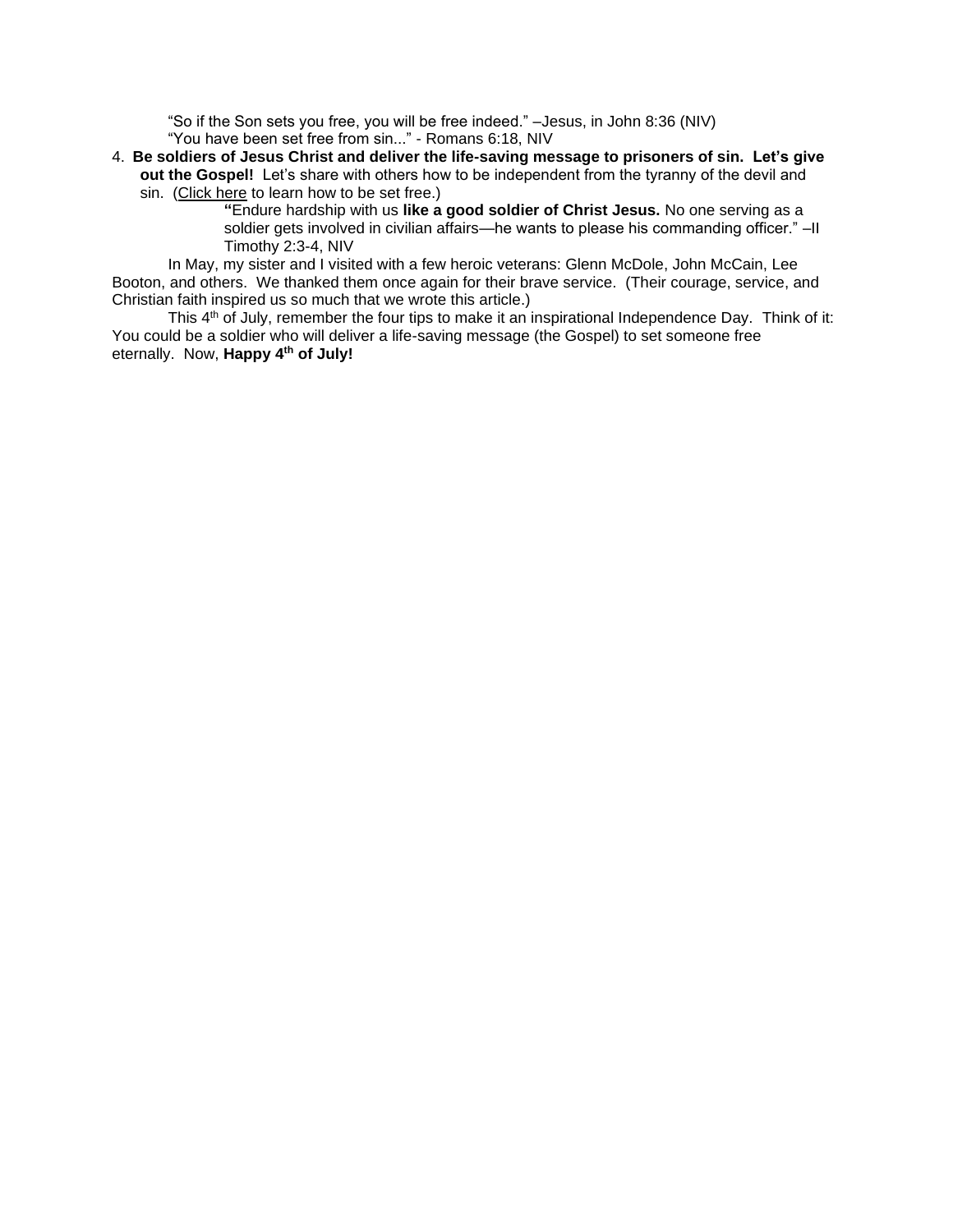"So if the Son sets you free, you will be free indeed." –Jesus, in John 8:36 (NIV)
"You have been set free from sin..." - Romans 6:18, NIV

4. **Be soldiers of Jesus Christ and deliver the life-saving message to prisoners of sin. Let's give out the Gospel!** Let's share with others how to be independent from the tyranny of the devil and sin. (Click here to learn how to be set free.)

> **"**Endure hardship with us **like a good soldier of Christ Jesus.** No one serving as a soldier gets involved in civilian affairs—he wants to please his commanding officer." –II Timothy 2:3-4, NIV

In May, my sister and I visited with a few heroic veterans: Glenn McDole, John McCain, Lee Booton, and others. We thanked them once again for their brave service. (Their courage, service, and Christian faith inspired us so much that we wrote this article.)

This 4th of July, remember the four tips to make it an inspirational Independence Day. Think of it: You could be a soldier who will deliver a life-saving message (the Gospel) to set someone free eternally. Now, **Happy 4th of July!**